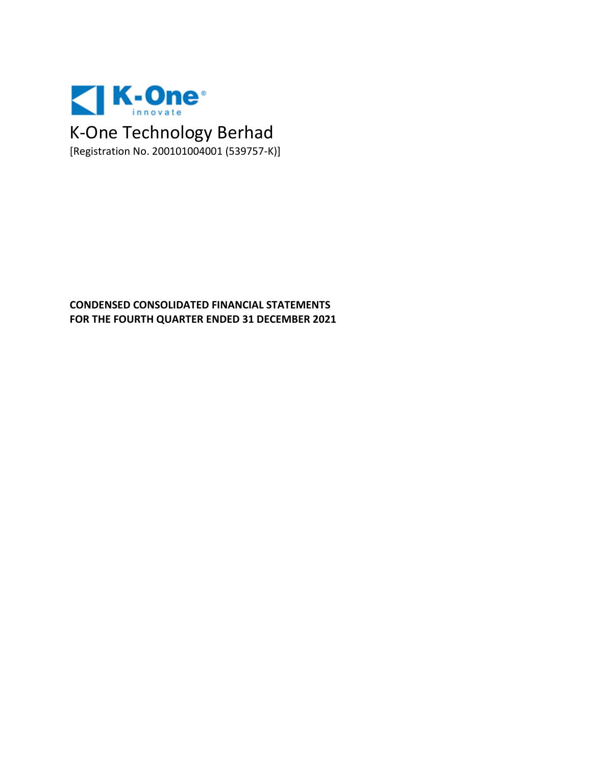K-One innovate

# K-One Technology Berhad

[Registration No. 200101004001 (539757-K)]

**CONDENSED CONSOLIDATED FINANCIAL STATEMENTS**
**FOR THE FOURTH QUARTER ENDED 31 DECEMBER 2021**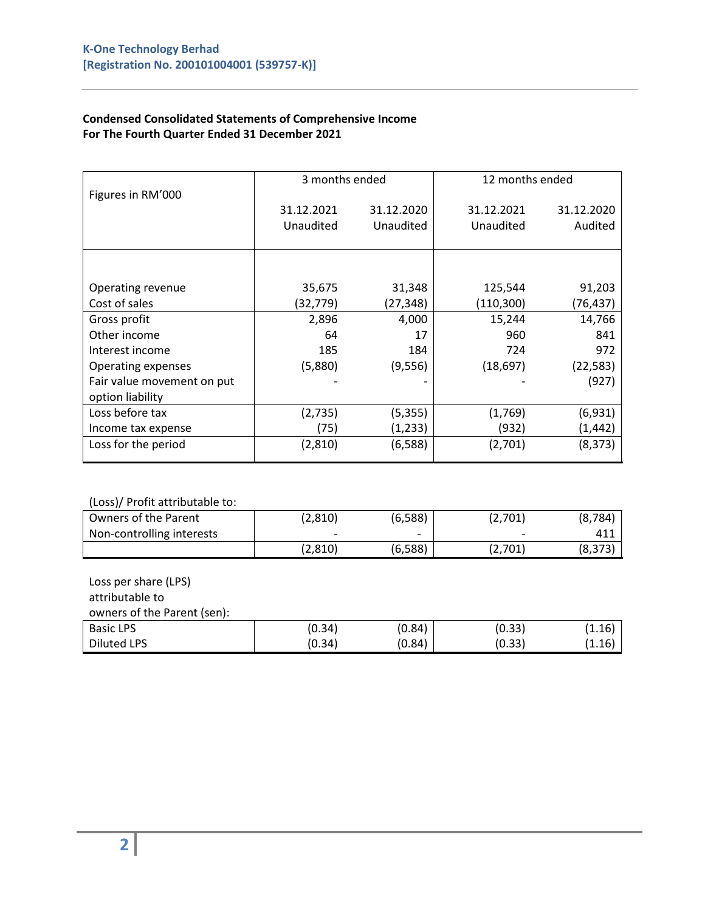**K-One Technology Berhad**
**[Registration No. 200101004001 (539757-K)]**

**Condensed Consolidated Statements of Comprehensive Income**
**For The Fourth Quarter Ended 31 December 2021**

| Figures in RM'000 | 3 months ended | | 12 months ended | |
|---|---|---|---|---|
| | 31.12.2021 Unaudited | 31.12.2020 Unaudited | 31.12.2021 Unaudited | 31.12.2020 Audited |
| Operating revenue | 35,675 | 31,348 | 125,544 | 91,203 |
| Cost of sales | (32,779) | (27,348) | (110,300) | (76,437) |
| Gross profit | 2,896 | 4,000 | 15,244 | 14,766 |
| Other income | 64 | 17 | 960 | 841 |
| Interest income | 185 | 184 | 724 | 972 |
| Operating expenses | (5,880) | (9,556) | (18,697) | (22,583) |
| Fair value movement on put option liability | - | - | - | (927) |
| Loss before tax | (2,735) | (5,355) | (1,769) | (6,931) |
| Income tax expense | (75) | (1,233) | (932) | (1,442) |
| Loss for the period | (2,810) | (6,588) | (2,701) | (8,373) |

| (Loss)/ Profit attributable to: | | | | |
|---|---|---|---|---|
| Owners of the Parent | (2,810) | (6,588) | (2,701) | (8,784) |
| Non-controlling interests | - | - | - | 411 |
| | (2,810) | (6,588) | (2,701) | (8,373) |

| Loss per share (LPS) attributable to owners of the Parent (sen): | | | | |
|---|---|---|---|---|
| Basic LPS | (0.34) | (0.84) | (0.33) | (1.16) |
| Diluted LPS | (0.34) | (0.84) | (0.33) | (1.16) |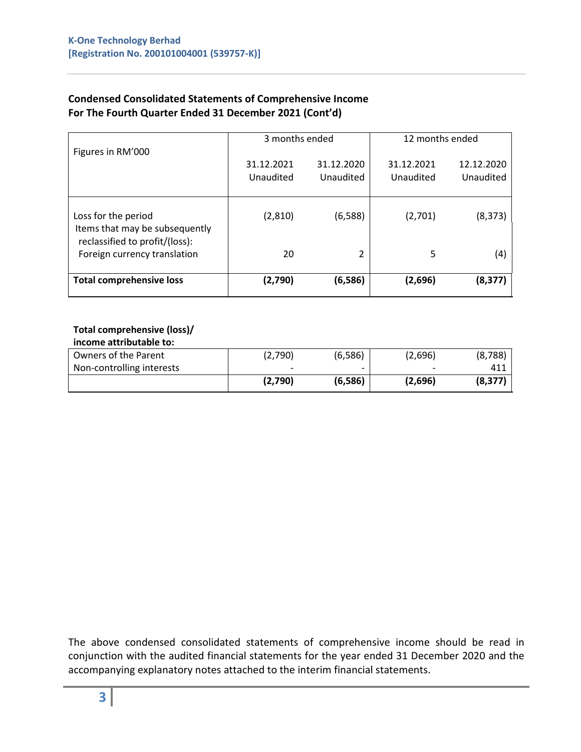K-One Technology Berhad
[Registration No. 200101004001 (539757-K)]

## Condensed Consolidated Statements of Comprehensive Income
## For The Fourth Quarter Ended 31 December 2021 (Cont'd)

| Figures in RM'000 | 3 months ended | | 12 months ended | |
|---|---|---|---|---|
| | 31.12.2021 Unaudited | 31.12.2020 Unaudited | 31.12.2021 Unaudited | 12.12.2020 Unaudited |
| Loss for the period | (2,810) | (6,588) | (2,701) | (8,373) |
| Items that may be subsequently reclassified to profit/(loss): | | | | |
| Foreign currency translation | 20 | 2 | 5 | (4) |
| **Total comprehensive loss** | **(2,790)** | **(6,586)** | **(2,696)** | **(8,377)** |

**Total comprehensive (loss)/ income attributable to:**

| | | | | |
|---|---|---|---|---|
| Owners of the Parent | (2,790) | (6,586) | (2,696) | (8,788) |
| Non-controlling interests | - | - | - | 411 |
| | **(2,790)** | **(6,586)** | **(2,696)** | **(8,377)** |

The above condensed consolidated statements of comprehensive income should be read in conjunction with the audited financial statements for the year ended 31 December 2020 and the accompanying explanatory notes attached to the interim financial statements.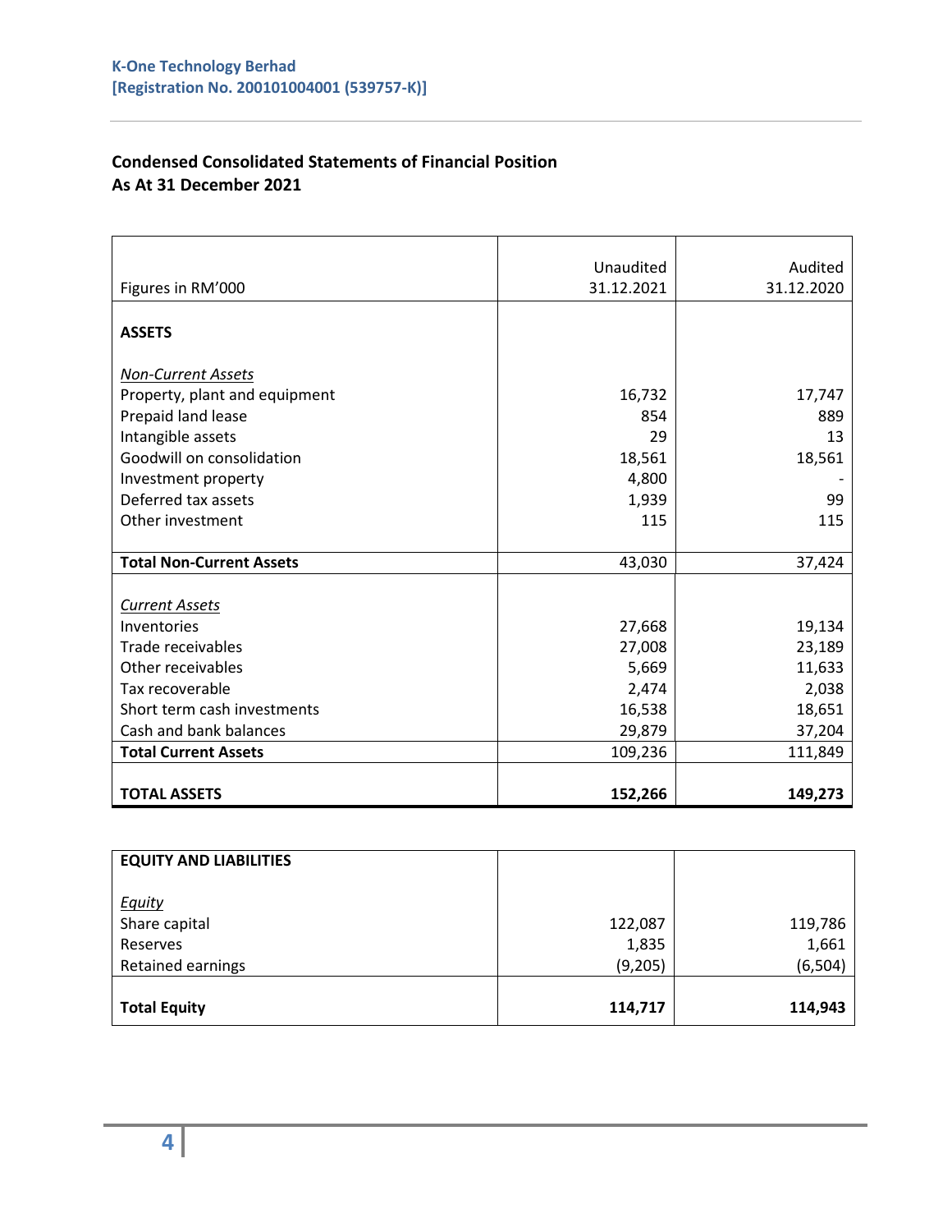K-One Technology Berhad
[Registration No. 200101004001 (539757-K)]

## Condensed Consolidated Statements of Financial Position
## As At 31 December 2021

| Figures in RM'000 | Unaudited 31.12.2021 | Audited 31.12.2020 |
|---|---|---|
| **ASSETS** | | |
| *Non-Current Assets* | | |
| Property, plant and equipment | 16,732 | 17,747 |
| Prepaid land lease | 854 | 889 |
| Intangible assets | 29 | 13 |
| Goodwill on consolidation | 18,561 | 18,561 |
| Investment property | 4,800 | - |
| Deferred tax assets | 1,939 | 99 |
| Other investment | 115 | 115 |
| **Total Non-Current Assets** | 43,030 | 37,424 |
| *Current Assets* | | |
| Inventories | 27,668 | 19,134 |
| Trade receivables | 27,008 | 23,189 |
| Other receivables | 5,669 | 11,633 |
| Tax recoverable | 2,474 | 2,038 |
| Short term cash investments | 16,538 | 18,651 |
| Cash and bank balances | 29,879 | 37,204 |
| **Total Current Assets** | 109,236 | 111,849 |
| **TOTAL ASSETS** | **152,266** | **149,273** |

| **EQUITY AND LIABILITIES** | | |
|---|---|---|
| *Equity* | | |
| Share capital | 122,087 | 119,786 |
| Reserves | 1,835 | 1,661 |
| Retained earnings | (9,205) | (6,504) |
| **Total Equity** | **114,717** | **114,943** |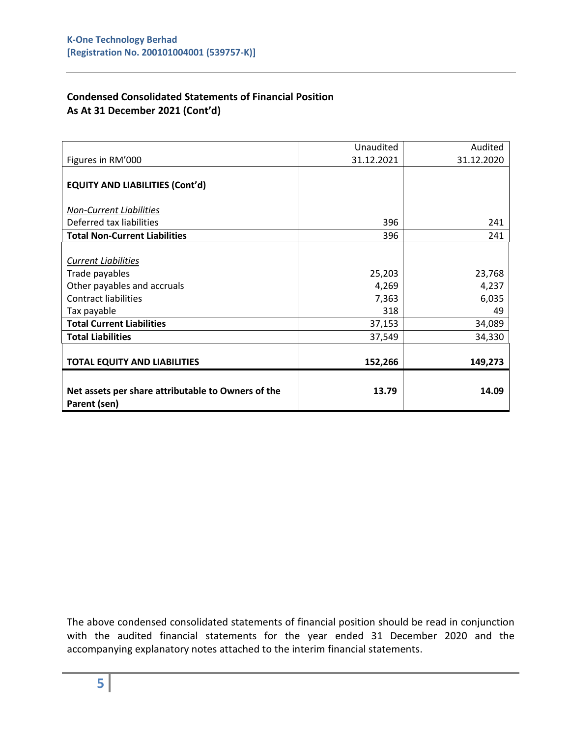## Condensed Consolidated Statements of Financial Position
## As At 31 December 2021 (Cont'd)

| Figures in RM'000 | Unaudited 31.12.2021 | Audited 31.12.2020 |
|---|---|---|
| **EQUITY AND LIABILITIES (Cont'd)** | | |
| *Non-Current Liabilities* | | |
| Deferred tax liabilities | 396 | 241 |
| **Total Non-Current Liabilities** | 396 | 241 |
| *Current Liabilities* | | |
| Trade payables | 25,203 | 23,768 |
| Other payables and accruals | 4,269 | 4,237 |
| Contract liabilities | 7,363 | 6,035 |
| Tax payable | 318 | 49 |
| **Total Current Liabilities** | 37,153 | 34,089 |
| **Total Liabilities** | 37,549 | 34,330 |
| **TOTAL EQUITY AND LIABILITIES** | **152,266** | **149,273** |
| **Net assets per share attributable to Owners of the Parent (sen)** | **13.79** | **14.09** |

The above condensed consolidated statements of financial position should be read in conjunction with the audited financial statements for the year ended 31 December 2020 and the accompanying explanatory notes attached to the interim financial statements.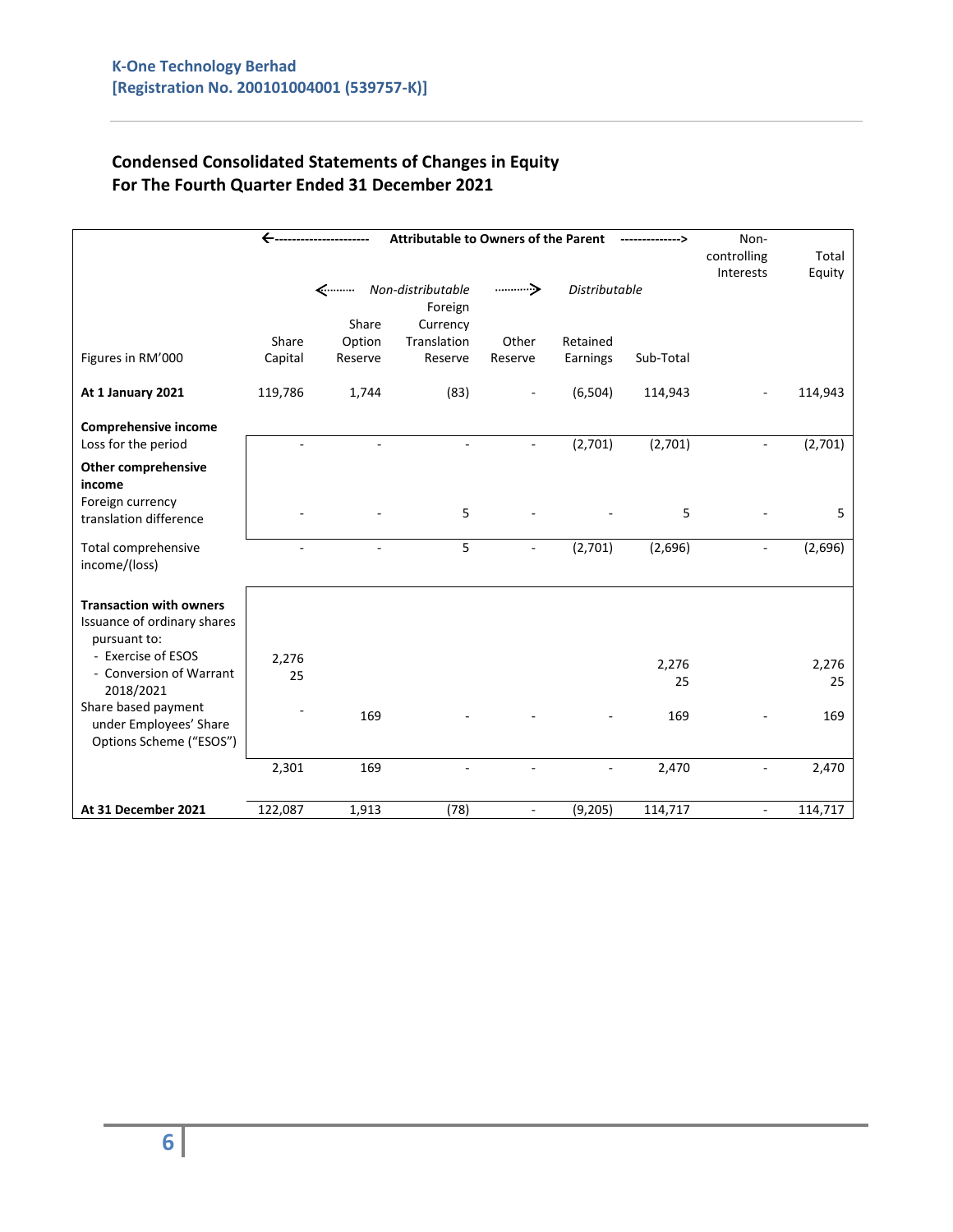**K-One Technology Berhad**
**[Registration No. 200101004001 (539757-K)]**

## Condensed Consolidated Statements of Changes in Equity
## For The Fourth Quarter Ended 31 December 2021

| | Attributable to Owners of the Parent | | | | | | Non-controlling Interests | Total Equity |
|---|---|---|---|---|---|---|---|---|
| | | *Non-distributable* | | | *Distributable* | | | |
| Figures in RM'000 | Share Capital | Share Option Reserve | Foreign Currency Translation Reserve | Other Reserve | Retained Earnings | Sub-Total | | |
| **At 1 January 2021** | 119,786 | 1,744 | (83) | - | (6,504) | 114,943 | - | 114,943 |
| **Comprehensive income** | | | | | | | | |
| Loss for the period | - | - | - | - | (2,701) | (2,701) | - | (2,701) |
| **Other comprehensive income** | | | | | | | | |
| Foreign currency translation difference | - | - | 5 | - | - | 5 | - | 5 |
| Total comprehensive income/(loss) | - | - | 5 | - | (2,701) | (2,696) | - | (2,696) |
| **Transaction with owners** | | | | | | | | |
| Issuance of ordinary shares pursuant to: | | | | | | | | |
| - Exercise of ESOS | 2,276 | | | | | 2,276 | | 2,276 |
| - Conversion of Warrant 2018/2021 | 25 | | | | | 25 | | 25 |
| Share based payment under Employees' Share Options Scheme ("ESOS") | - | 169 | - | - | - | 169 | - | 169 |
| | 2,301 | 169 | - | - | - | 2,470 | - | 2,470 |
| **At 31 December 2021** | 122,087 | 1,913 | (78) | - | (9,205) | 114,717 | - | 114,717 |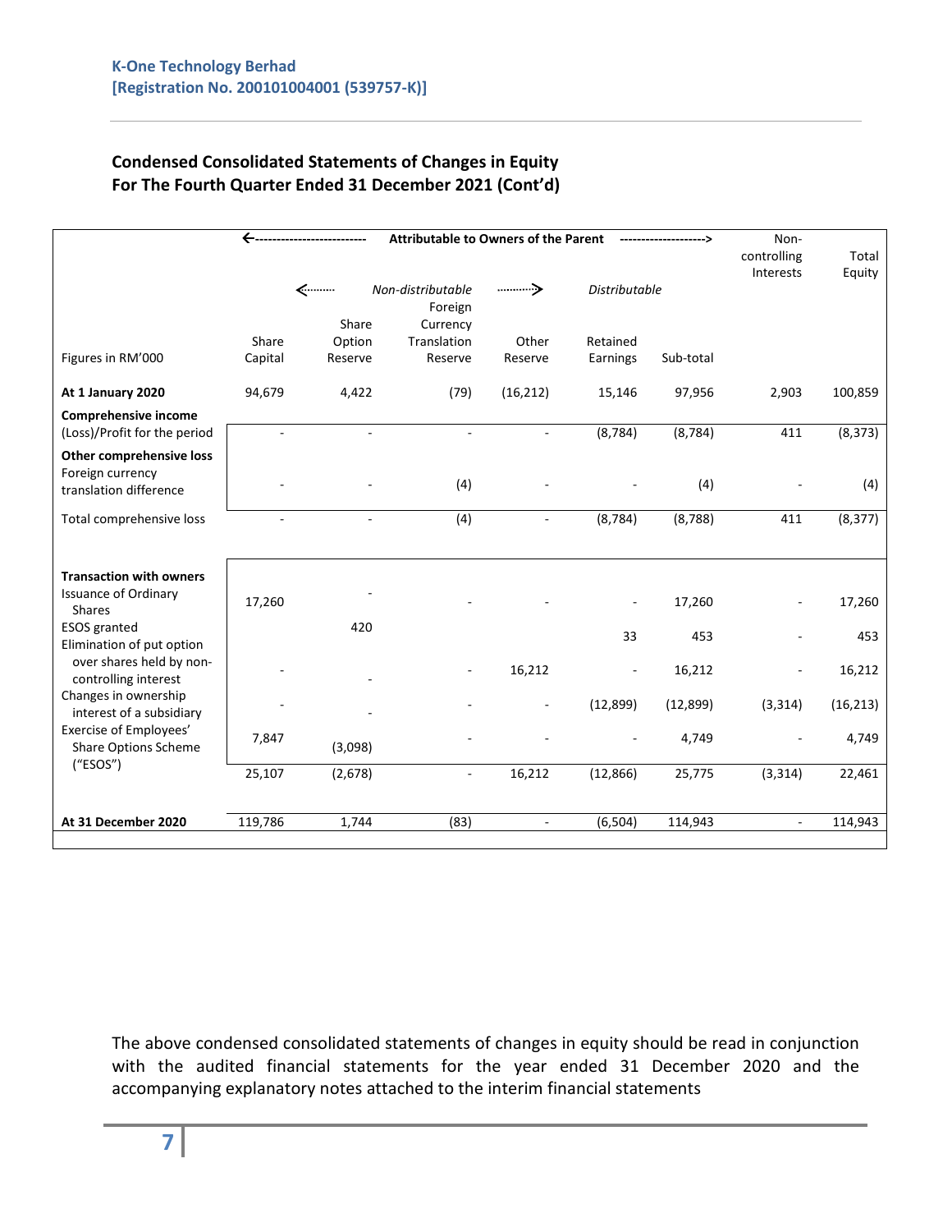## Condensed Consolidated Statements of Changes in Equity
## For The Fourth Quarter Ended 31 December 2021 (Cont'd)

| | Attributable to Owners of the Parent | | | | | | Non-controlling Interests | Total Equity |
|---|---|---|---|---|---|---|---|---|
| | | *Non-distributable* | | | *Distributable* | | | |
| Figures in RM'000 | Share Capital | Share Option Reserve | Foreign Currency Translation Reserve | Other Reserve | Retained Earnings | Sub-total | | |
| **At 1 January 2020** | 94,679 | 4,422 | (79) | (16,212) | 15,146 | 97,956 | 2,903 | 100,859 |
| **Comprehensive income** | | | | | | | | |
| (Loss)/Profit for the period | - | - | - | - | (8,784) | (8,784) | 411 | (8,373) |
| **Other comprehensive loss** | | | | | | | | |
| Foreign currency translation difference | - | - | (4) | - | - | (4) | - | (4) |
| Total comprehensive loss | - | - | (4) | - | (8,784) | (8,788) | 411 | (8,377) |
| **Transaction with owners** | | | | | | | | |
| Issuance of Ordinary Shares | 17,260 | - | - | - | - | 17,260 | - | 17,260 |
| ESOS granted | | 420 | | | 33 | 453 | - | 453 |
| Elimination of put option over shares held by non-controlling interest | - | - | - | 16,212 | - | 16,212 | - | 16,212 |
| Changes in ownership interest of a subsidiary | - | - | - | - | (12,899) | (12,899) | (3,314) | (16,213) |
| Exercise of Employees' Share Options Scheme ("ESOS") | 7,847 | (3,098) | - | - | - | 4,749 | - | 4,749 |
| | 25,107 | (2,678) | - | 16,212 | (12,866) | 25,775 | (3,314) | 22,461 |
| **At 31 December 2020** | 119,786 | 1,744 | (83) | - | (6,504) | 114,943 | - | 114,943 |

The above condensed consolidated statements of changes in equity should be read in conjunction with the audited financial statements for the year ended 31 December 2020 and the accompanying explanatory notes attached to the interim financial statements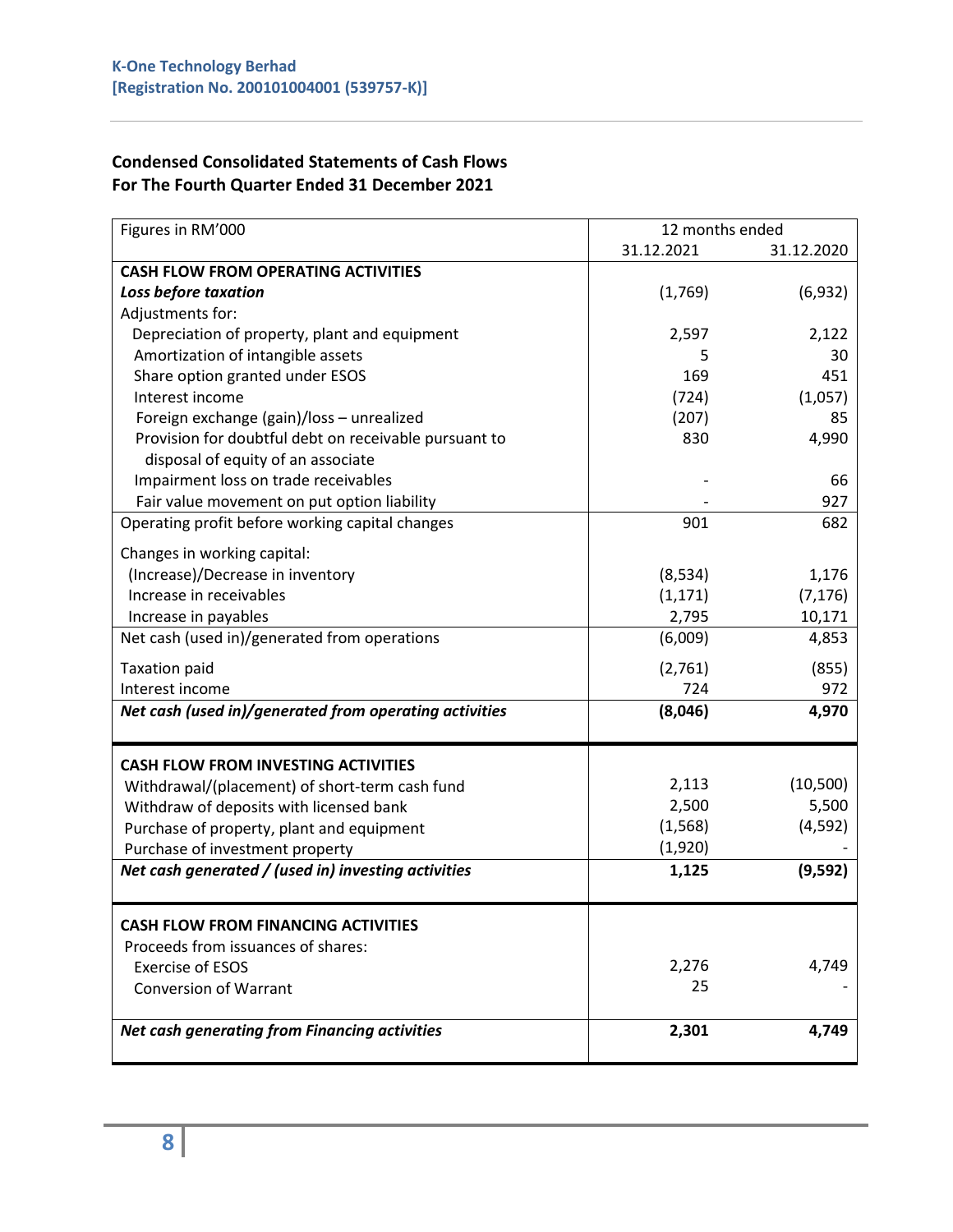**K-One Technology Berhad**
**[Registration No. 200101004001 (539757-K)]**

## Condensed Consolidated Statements of Cash Flows
## For The Fourth Quarter Ended 31 December 2021

| Figures in RM'000 | 12 months ended | |
|---|---|---|
| | 31.12.2021 | 31.12.2020 |
| **CASH FLOW FROM OPERATING ACTIVITIES** | | |
| ***Loss before taxation*** | (1,769) | (6,932) |
| Adjustments for: | | |
| Depreciation of property, plant and equipment | 2,597 | 2,122 |
| Amortization of intangible assets | 5 | 30 |
| Share option granted under ESOS | 169 | 451 |
| Interest income | (724) | (1,057) |
| Foreign exchange (gain)/loss – unrealized | (207) | 85 |
| Provision for doubtful debt on receivable pursuant to disposal of equity of an associate | 830 | 4,990 |
| Impairment loss on trade receivables | - | 66 |
| Fair value movement on put option liability | - | 927 |
| Operating profit before working capital changes | 901 | 682 |
| Changes in working capital: | | |
| (Increase)/Decrease in inventory | (8,534) | 1,176 |
| Increase in receivables | (1,171) | (7,176) |
| Increase in payables | 2,795 | 10,171 |
| Net cash (used in)/generated from operations | (6,009) | 4,853 |
| Taxation paid | (2,761) | (855) |
| Interest income | 724 | 972 |
| ***Net cash (used in)/generated from operating activities*** | **(8,046)** | **4,970** |
| **CASH FLOW FROM INVESTING ACTIVITIES** | | |
| Withdrawal/(placement) of short-term cash fund | 2,113 | (10,500) |
| Withdraw of deposits with licensed bank | 2,500 | 5,500 |
| Purchase of property, plant and equipment | (1,568) | (4,592) |
| Purchase of investment property | (1,920) | - |
| ***Net cash generated / (used in) investing activities*** | **1,125** | **(9,592)** |
| **CASH FLOW FROM FINANCING ACTIVITIES** | | |
| Proceeds from issuances of shares: | | |
| Exercise of ESOS | 2,276 | 4,749 |
| Conversion of Warrant | 25 | - |
| ***Net cash generating from Financing activities*** | **2,301** | **4,749** |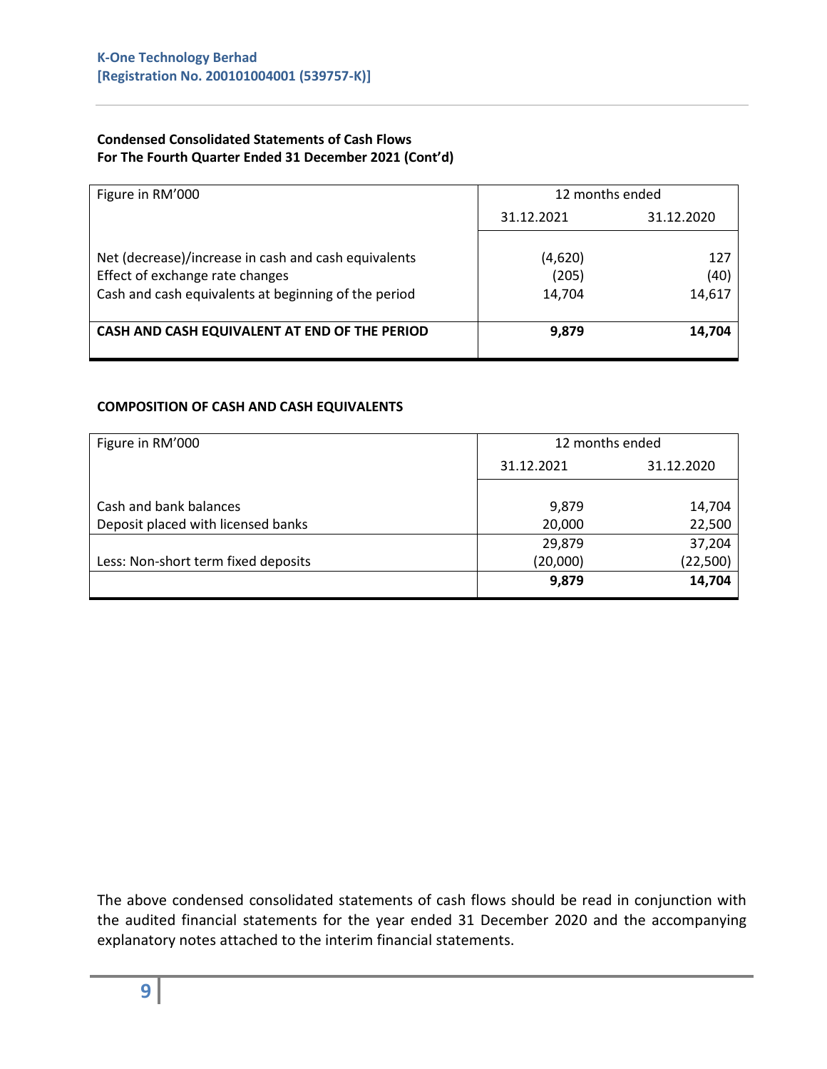K-One Technology Berhad
[Registration No. 200101004001 (539757-K)]

**Condensed Consolidated Statements of Cash Flows**
**For The Fourth Quarter Ended 31 December 2021 (Cont'd)**

| Figure in RM'000 | 12 months ended | |
|---|---|---|
| | 31.12.2021 | 31.12.2020 |
| Net (decrease)/increase in cash and cash equivalents | (4,620) | 127 |
| Effect of exchange rate changes | (205) | (40) |
| Cash and cash equivalents at beginning of the period | 14,704 | 14,617 |
| **CASH AND CASH EQUIVALENT AT END OF THE PERIOD** | **9,879** | **14,704** |

**COMPOSITION OF CASH AND CASH EQUIVALENTS**

| Figure in RM'000 | 12 months ended | |
|---|---|---|
| | 31.12.2021 | 31.12.2020 |
| Cash and bank balances | 9,879 | 14,704 |
| Deposit placed with licensed banks | 20,000 | 22,500 |
| | 29,879 | 37,204 |
| Less: Non-short term fixed deposits | (20,000) | (22,500) |
| | **9,879** | **14,704** |

The above condensed consolidated statements of cash flows should be read in conjunction with the audited financial statements for the year ended 31 December 2020 and the accompanying explanatory notes attached to the interim financial statements.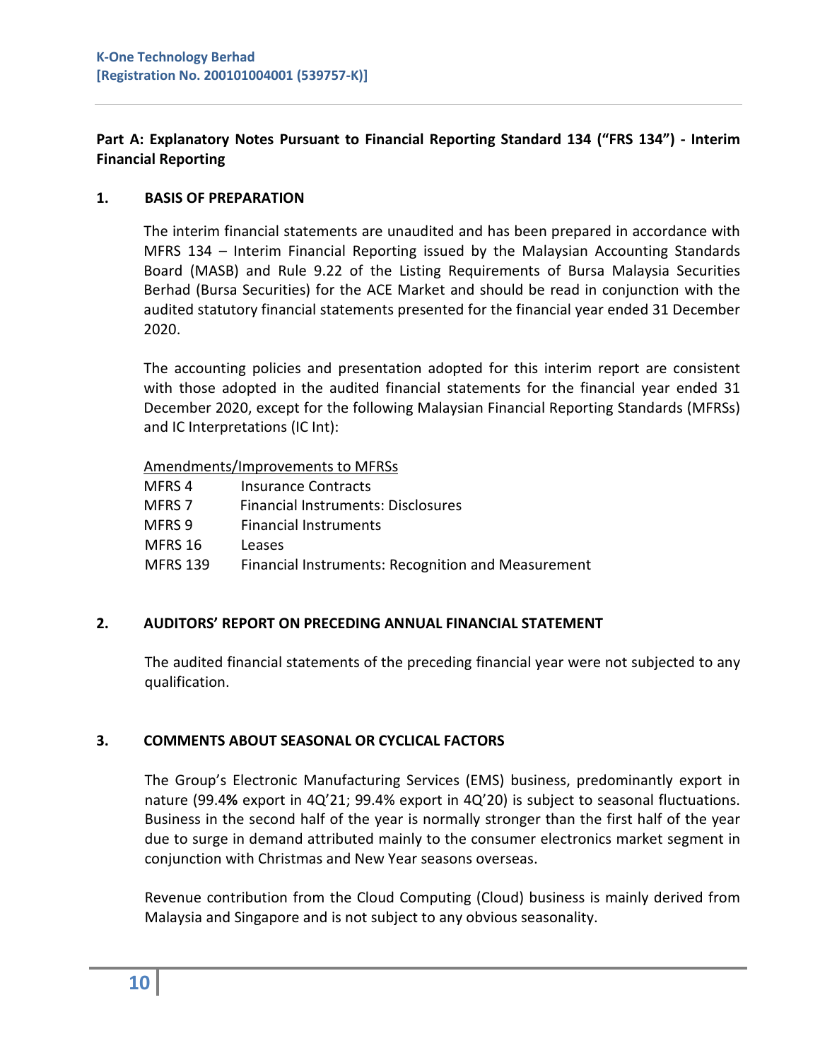**Part A: Explanatory Notes Pursuant to Financial Reporting Standard 134 ("FRS 134") - Interim Financial Reporting**

**1. BASIS OF PREPARATION**

The interim financial statements are unaudited and has been prepared in accordance with MFRS 134 – Interim Financial Reporting issued by the Malaysian Accounting Standards Board (MASB) and Rule 9.22 of the Listing Requirements of Bursa Malaysia Securities Berhad (Bursa Securities) for the ACE Market and should be read in conjunction with the audited statutory financial statements presented for the financial year ended 31 December 2020.

The accounting policies and presentation adopted for this interim report are consistent with those adopted in the audited financial statements for the financial year ended 31 December 2020, except for the following Malaysian Financial Reporting Standards (MFRSs) and IC Interpretations (IC Int):

Amendments/Improvements to MFRSs

| | |
|---|---|
| MFRS 4 | Insurance Contracts |
| MFRS 7 | Financial Instruments: Disclosures |
| MFRS 9 | Financial Instruments |
| MFRS 16 | Leases |
| MFRS 139 | Financial Instruments: Recognition and Measurement |

**2. AUDITORS' REPORT ON PRECEDING ANNUAL FINANCIAL STATEMENT**

The audited financial statements of the preceding financial year were not subjected to any qualification.

**3. COMMENTS ABOUT SEASONAL OR CYCLICAL FACTORS**

The Group's Electronic Manufacturing Services (EMS) business, predominantly export in nature (99.4**%** export in 4Q'21; 99.4% export in 4Q'20) is subject to seasonal fluctuations. Business in the second half of the year is normally stronger than the first half of the year due to surge in demand attributed mainly to the consumer electronics market segment in conjunction with Christmas and New Year seasons overseas.

Revenue contribution from the Cloud Computing (Cloud) business is mainly derived from Malaysia and Singapore and is not subject to any obvious seasonality.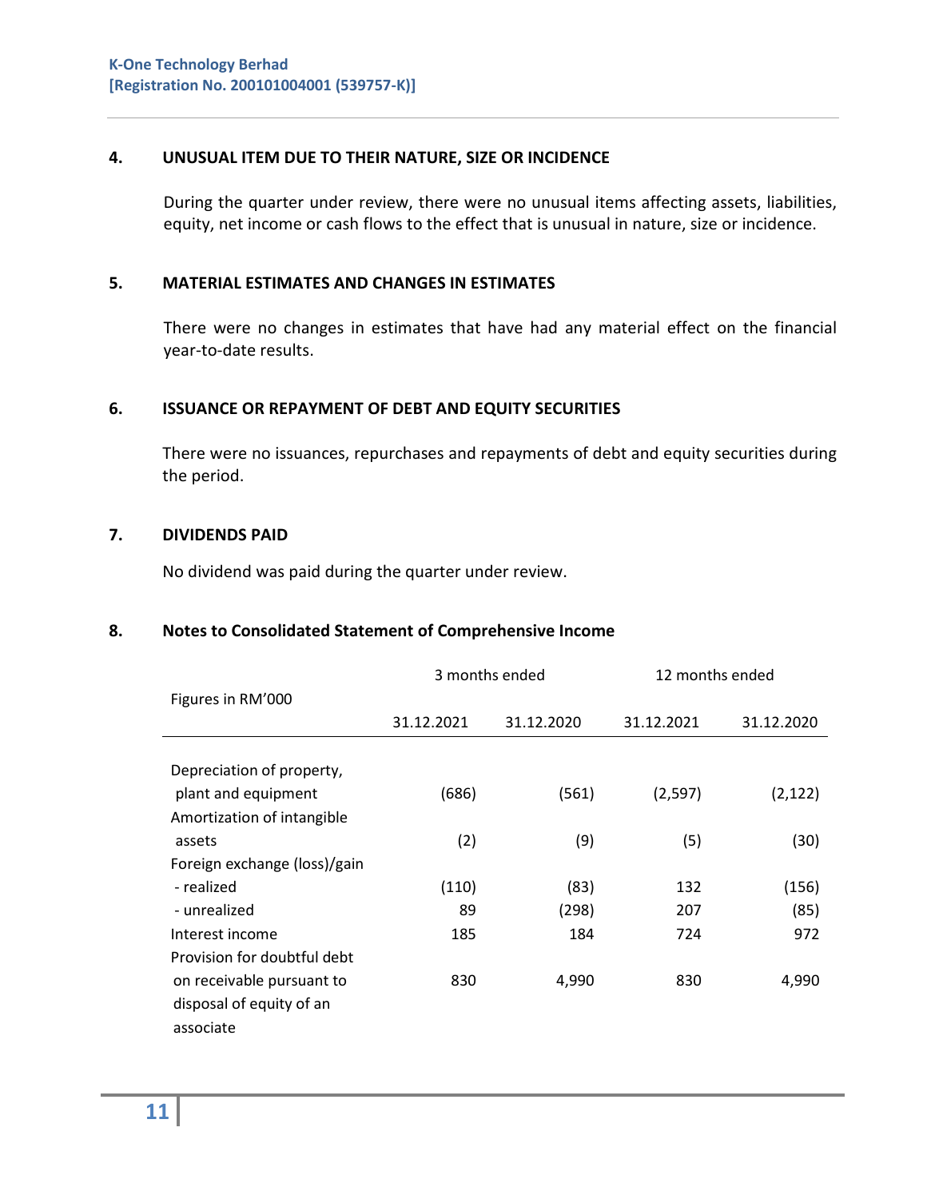## 4. UNUSUAL ITEM DUE TO THEIR NATURE, SIZE OR INCIDENCE

During the quarter under review, there were no unusual items affecting assets, liabilities, equity, net income or cash flows to the effect that is unusual in nature, size or incidence.

## 5. MATERIAL ESTIMATES AND CHANGES IN ESTIMATES

There were no changes in estimates that have had any material effect on the financial year-to-date results.

## 6. ISSUANCE OR REPAYMENT OF DEBT AND EQUITY SECURITIES

There were no issuances, repurchases and repayments of debt and equity securities during the period.

## 7. DIVIDENDS PAID

No dividend was paid during the quarter under review.

## 8. Notes to Consolidated Statement of Comprehensive Income

| Figures in RM'000 | 3 months ended | | 12 months ended | |
|---|---|---|---|---|
| | 31.12.2021 | 31.12.2020 | 31.12.2021 | 31.12.2020 |
| Depreciation of property, plant and equipment | (686) | (561) | (2,597) | (2,122) |
| Amortization of intangible assets | (2) | (9) | (5) | (30) |
| Foreign exchange (loss)/gain | | | | |
| - realized | (110) | (83) | 132 | (156) |
| - unrealized | 89 | (298) | 207 | (85) |
| Interest income | 185 | 184 | 724 | 972 |
| Provision for doubtful debt on receivable pursuant to disposal of equity of an associate | 830 | 4,990 | 830 | 4,990 |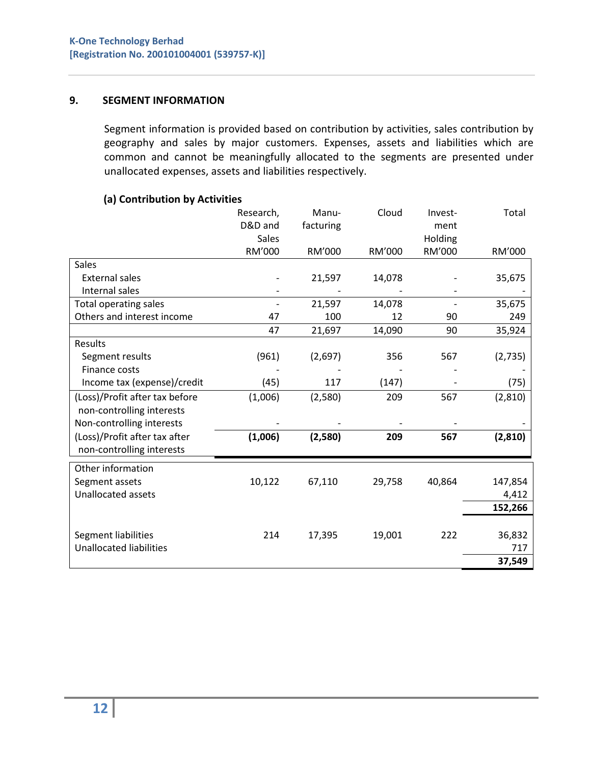## 9. SEGMENT INFORMATION

Segment information is provided based on contribution by activities, sales contribution by geography and sales by major customers. Expenses, assets and liabilities which are common and cannot be meaningfully allocated to the segments are presented under unallocated expenses, assets and liabilities respectively.

### (a) Contribution by Activities

| | Research, D&D and Sales RM'000 | Manu-facturing RM'000 | Cloud RM'000 | Invest-ment Holding RM'000 | Total RM'000 |
|---|---|---|---|---|---|
| Sales | | | | | |
| External sales | - | 21,597 | 14,078 | - | 35,675 |
| Internal sales | - | - | - | - | - |
| Total operating sales | - | 21,597 | 14,078 | - | 35,675 |
| Others and interest income | 47 | 100 | 12 | 90 | 249 |
| | 47 | 21,697 | 14,090 | 90 | 35,924 |
| Results | | | | | |
| Segment results | (961) | (2,697) | 356 | 567 | (2,735) |
| Finance costs | - | - | - | - | - |
| Income tax (expense)/credit | (45) | 117 | (147) | - | (75) |
| (Loss)/Profit after tax before non-controlling interests | (1,006) | (2,580) | 209 | 567 | (2,810) |
| Non-controlling interests | - | - | - | - | - |
| (Loss)/Profit after tax after non-controlling interests | **(1,006)** | **(2,580)** | **209** | **567** | **(2,810)** |
| Other information | | | | | |
| Segment assets | 10,122 | 67,110 | 29,758 | 40,864 | 147,854 |
| Unallocated assets | | | | | 4,412 |
| | | | | | **152,266** |
| Segment liabilities | 214 | 17,395 | 19,001 | 222 | 36,832 |
| Unallocated liabilities | | | | | 717 |
| | | | | | **37,549** |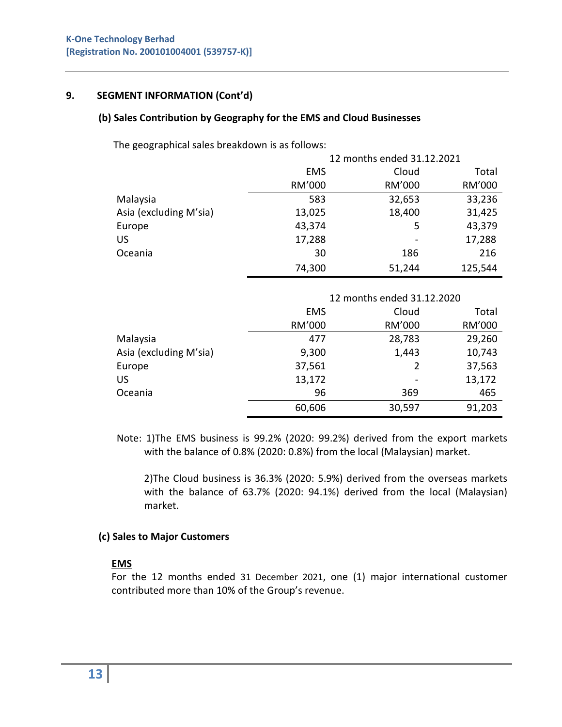## 9. SEGMENT INFORMATION (Cont'd)

### (b) Sales Contribution by Geography for the EMS and Cloud Businesses

The geographical sales breakdown is as follows:

| | 12 months ended 31.12.2021 | | |
|---|---|---|---|
| | EMS | Cloud | Total |
| | RM'000 | RM'000 | RM'000 |
| Malaysia | 583 | 32,653 | 33,236 |
| Asia (excluding M'sia) | 13,025 | 18,400 | 31,425 |
| Europe | 43,374 | 5 | 43,379 |
| US | 17,288 | - | 17,288 |
| Oceania | 30 | 186 | 216 |
| | 74,300 | 51,244 | 125,544 |

| | 12 months ended 31.12.2020 | | |
|---|---|---|---|
| | EMS | Cloud | Total |
| | RM'000 | RM'000 | RM'000 |
| Malaysia | 477 | 28,783 | 29,260 |
| Asia (excluding M'sia) | 9,300 | 1,443 | 10,743 |
| Europe | 37,561 | 2 | 37,563 |
| US | 13,172 | - | 13,172 |
| Oceania | 96 | 369 | 465 |
| | 60,606 | 30,597 | 91,203 |

Note: 1)The EMS business is 99.2% (2020: 99.2%) derived from the export markets with the balance of 0.8% (2020: 0.8%) from the local (Malaysian) market.

2)The Cloud business is 36.3% (2020: 5.9%) derived from the overseas markets with the balance of 63.7% (2020: 94.1%) derived from the local (Malaysian) market.

### (c) Sales to Major Customers

**EMS**

For the 12 months ended 31 December 2021, one (1) major international customer contributed more than 10% of the Group's revenue.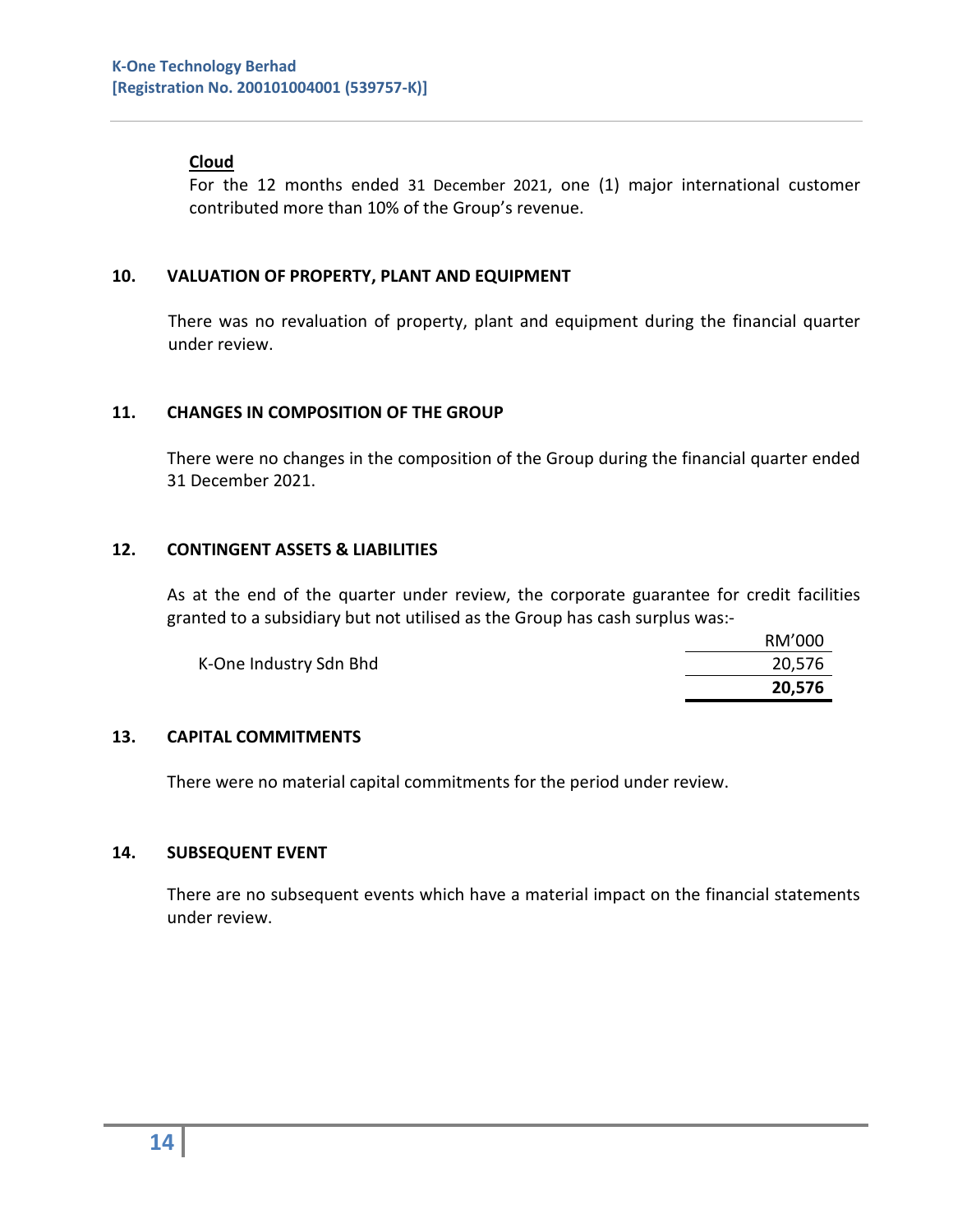**Cloud**

For the 12 months ended 31 December 2021, one (1) major international customer contributed more than 10% of the Group's revenue.

## 10. VALUATION OF PROPERTY, PLANT AND EQUIPMENT

There was no revaluation of property, plant and equipment during the financial quarter under review.

## 11. CHANGES IN COMPOSITION OF THE GROUP

There were no changes in the composition of the Group during the financial quarter ended 31 December 2021.

## 12. CONTINGENT ASSETS & LIABILITIES

As at the end of the quarter under review, the corporate guarantee for credit facilities granted to a subsidiary but not utilised as the Group has cash surplus was:-

| | RM'000 |
|---|---|
| K-One Industry Sdn Bhd | 20,576 |
| | **20,576** |

## 13. CAPITAL COMMITMENTS

There were no material capital commitments for the period under review.

## 14. SUBSEQUENT EVENT

There are no subsequent events which have a material impact on the financial statements under review.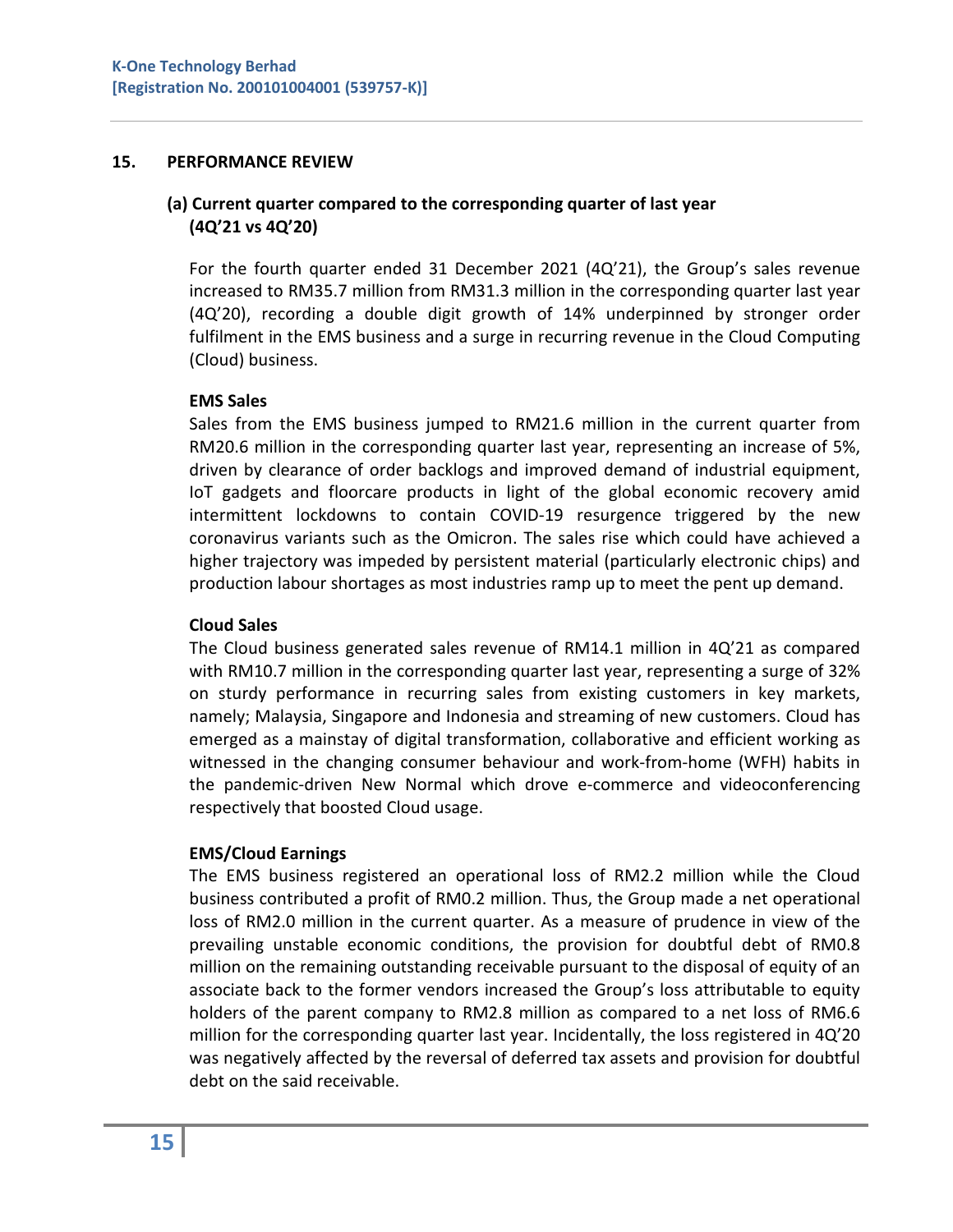## 15. PERFORMANCE REVIEW

### (a) Current quarter compared to the corresponding quarter of last year (4Q'21 vs 4Q'20)

For the fourth quarter ended 31 December 2021 (4Q'21), the Group's sales revenue increased to RM35.7 million from RM31.3 million in the corresponding quarter last year (4Q'20), recording a double digit growth of 14% underpinned by stronger order fulfilment in the EMS business and a surge in recurring revenue in the Cloud Computing (Cloud) business.

**EMS Sales**

Sales from the EMS business jumped to RM21.6 million in the current quarter from RM20.6 million in the corresponding quarter last year, representing an increase of 5%, driven by clearance of order backlogs and improved demand of industrial equipment, IoT gadgets and floorcare products in light of the global economic recovery amid intermittent lockdowns to contain COVID-19 resurgence triggered by the new coronavirus variants such as the Omicron. The sales rise which could have achieved a higher trajectory was impeded by persistent material (particularly electronic chips) and production labour shortages as most industries ramp up to meet the pent up demand.

**Cloud Sales**

The Cloud business generated sales revenue of RM14.1 million in 4Q'21 as compared with RM10.7 million in the corresponding quarter last year, representing a surge of 32% on sturdy performance in recurring sales from existing customers in key markets, namely; Malaysia, Singapore and Indonesia and streaming of new customers. Cloud has emerged as a mainstay of digital transformation, collaborative and efficient working as witnessed in the changing consumer behaviour and work-from-home (WFH) habits in the pandemic-driven New Normal which drove e-commerce and videoconferencing respectively that boosted Cloud usage.

**EMS/Cloud Earnings**

The EMS business registered an operational loss of RM2.2 million while the Cloud business contributed a profit of RM0.2 million. Thus, the Group made a net operational loss of RM2.0 million in the current quarter. As a measure of prudence in view of the prevailing unstable economic conditions, the provision for doubtful debt of RM0.8 million on the remaining outstanding receivable pursuant to the disposal of equity of an associate back to the former vendors increased the Group's loss attributable to equity holders of the parent company to RM2.8 million as compared to a net loss of RM6.6 million for the corresponding quarter last year. Incidentally, the loss registered in 4Q'20 was negatively affected by the reversal of deferred tax assets and provision for doubtful debt on the said receivable.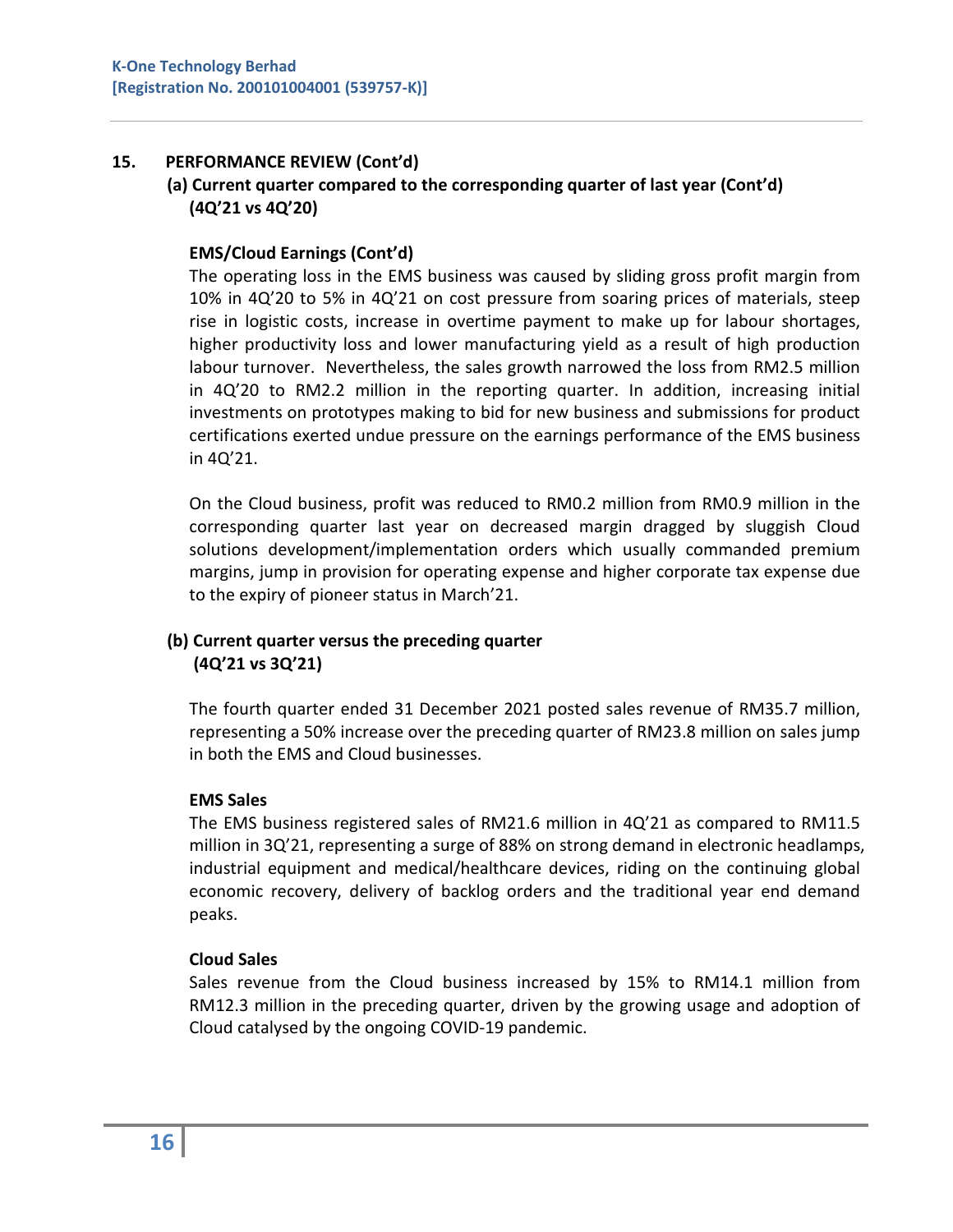## 15. PERFORMANCE REVIEW (Cont'd)

### (a) Current quarter compared to the corresponding quarter of last year (Cont'd) (4Q'21 vs 4Q'20)

**EMS/Cloud Earnings (Cont'd)**

The operating loss in the EMS business was caused by sliding gross profit margin from 10% in 4Q'20 to 5% in 4Q'21 on cost pressure from soaring prices of materials, steep rise in logistic costs, increase in overtime payment to make up for labour shortages, higher productivity loss and lower manufacturing yield as a result of high production labour turnover. Nevertheless, the sales growth narrowed the loss from RM2.5 million in 4Q'20 to RM2.2 million in the reporting quarter. In addition, increasing initial investments on prototypes making to bid for new business and submissions for product certifications exerted undue pressure on the earnings performance of the EMS business in 4Q'21.

On the Cloud business, profit was reduced to RM0.2 million from RM0.9 million in the corresponding quarter last year on decreased margin dragged by sluggish Cloud solutions development/implementation orders which usually commanded premium margins, jump in provision for operating expense and higher corporate tax expense due to the expiry of pioneer status in March'21.

### (b) Current quarter versus the preceding quarter (4Q'21 vs 3Q'21)

The fourth quarter ended 31 December 2021 posted sales revenue of RM35.7 million, representing a 50% increase over the preceding quarter of RM23.8 million on sales jump in both the EMS and Cloud businesses.

**EMS Sales**

The EMS business registered sales of RM21.6 million in 4Q'21 as compared to RM11.5 million in 3Q'21, representing a surge of 88% on strong demand in electronic headlamps, industrial equipment and medical/healthcare devices, riding on the continuing global economic recovery, delivery of backlog orders and the traditional year end demand peaks.

**Cloud Sales**

Sales revenue from the Cloud business increased by 15% to RM14.1 million from RM12.3 million in the preceding quarter, driven by the growing usage and adoption of Cloud catalysed by the ongoing COVID-19 pandemic.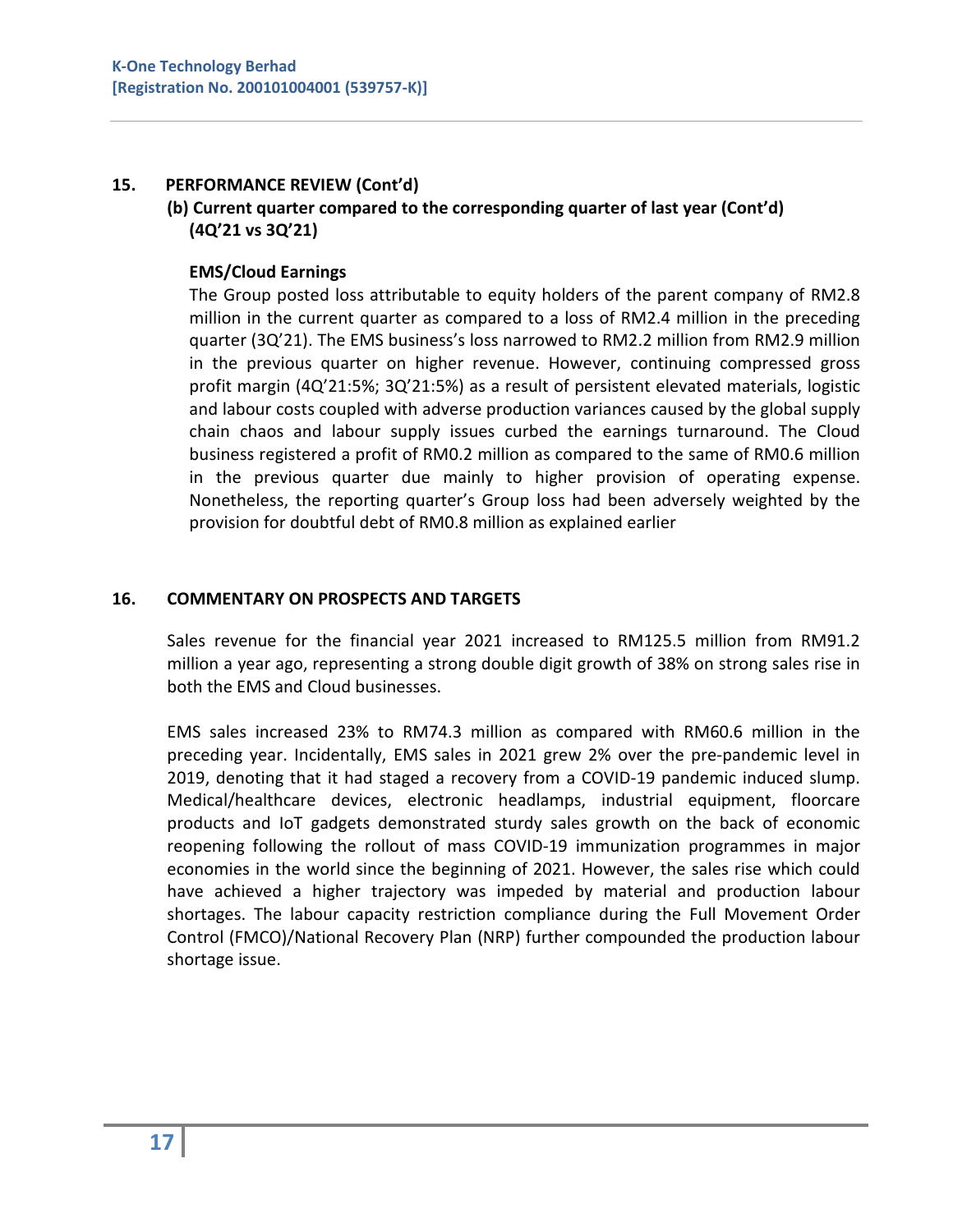## 15. PERFORMANCE REVIEW (Cont'd)

### (b) Current quarter compared to the corresponding quarter of last year (Cont'd) (4Q'21 vs 3Q'21)

**EMS/Cloud Earnings**

The Group posted loss attributable to equity holders of the parent company of RM2.8 million in the current quarter as compared to a loss of RM2.4 million in the preceding quarter (3Q'21). The EMS business's loss narrowed to RM2.2 million from RM2.9 million in the previous quarter on higher revenue. However, continuing compressed gross profit margin (4Q'21:5%; 3Q'21:5%) as a result of persistent elevated materials, logistic and labour costs coupled with adverse production variances caused by the global supply chain chaos and labour supply issues curbed the earnings turnaround. The Cloud business registered a profit of RM0.2 million as compared to the same of RM0.6 million in the previous quarter due mainly to higher provision of operating expense. Nonetheless, the reporting quarter's Group loss had been adversely weighted by the provision for doubtful debt of RM0.8 million as explained earlier

## 16. COMMENTARY ON PROSPECTS AND TARGETS

Sales revenue for the financial year 2021 increased to RM125.5 million from RM91.2 million a year ago, representing a strong double digit growth of 38% on strong sales rise in both the EMS and Cloud businesses.

EMS sales increased 23% to RM74.3 million as compared with RM60.6 million in the preceding year. Incidentally, EMS sales in 2021 grew 2% over the pre-pandemic level in 2019, denoting that it had staged a recovery from a COVID-19 pandemic induced slump. Medical/healthcare devices, electronic headlamps, industrial equipment, floorcare products and IoT gadgets demonstrated sturdy sales growth on the back of economic reopening following the rollout of mass COVID-19 immunization programmes in major economies in the world since the beginning of 2021. However, the sales rise which could have achieved a higher trajectory was impeded by material and production labour shortages. The labour capacity restriction compliance during the Full Movement Order Control (FMCO)/National Recovery Plan (NRP) further compounded the production labour shortage issue.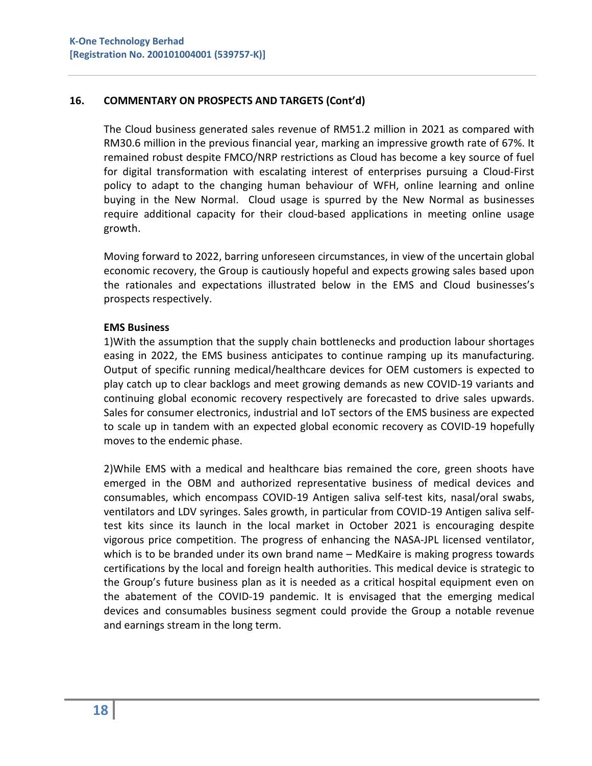## 16. COMMENTARY ON PROSPECTS AND TARGETS (Cont'd)

The Cloud business generated sales revenue of RM51.2 million in 2021 as compared with RM30.6 million in the previous financial year, marking an impressive growth rate of 67%. It remained robust despite FMCO/NRP restrictions as Cloud has become a key source of fuel for digital transformation with escalating interest of enterprises pursuing a Cloud-First policy to adapt to the changing human behaviour of WFH, online learning and online buying in the New Normal. Cloud usage is spurred by the New Normal as businesses require additional capacity for their cloud-based applications in meeting online usage growth.

Moving forward to 2022, barring unforeseen circumstances, in view of the uncertain global economic recovery, the Group is cautiously hopeful and expects growing sales based upon the rationales and expectations illustrated below in the EMS and Cloud businesses's prospects respectively.

**EMS Business**

1)With the assumption that the supply chain bottlenecks and production labour shortages easing in 2022, the EMS business anticipates to continue ramping up its manufacturing. Output of specific running medical/healthcare devices for OEM customers is expected to play catch up to clear backlogs and meet growing demands as new COVID-19 variants and continuing global economic recovery respectively are forecasted to drive sales upwards. Sales for consumer electronics, industrial and IoT sectors of the EMS business are expected to scale up in tandem with an expected global economic recovery as COVID-19 hopefully moves to the endemic phase.

2)While EMS with a medical and healthcare bias remained the core, green shoots have emerged in the OBM and authorized representative business of medical devices and consumables, which encompass COVID-19 Antigen saliva self-test kits, nasal/oral swabs, ventilators and LDV syringes. Sales growth, in particular from COVID-19 Antigen saliva self-test kits since its launch in the local market in October 2021 is encouraging despite vigorous price competition. The progress of enhancing the NASA-JPL licensed ventilator, which is to be branded under its own brand name – MedKaire is making progress towards certifications by the local and foreign health authorities. This medical device is strategic to the Group's future business plan as it is needed as a critical hospital equipment even on the abatement of the COVID-19 pandemic. It is envisaged that the emerging medical devices and consumables business segment could provide the Group a notable revenue and earnings stream in the long term.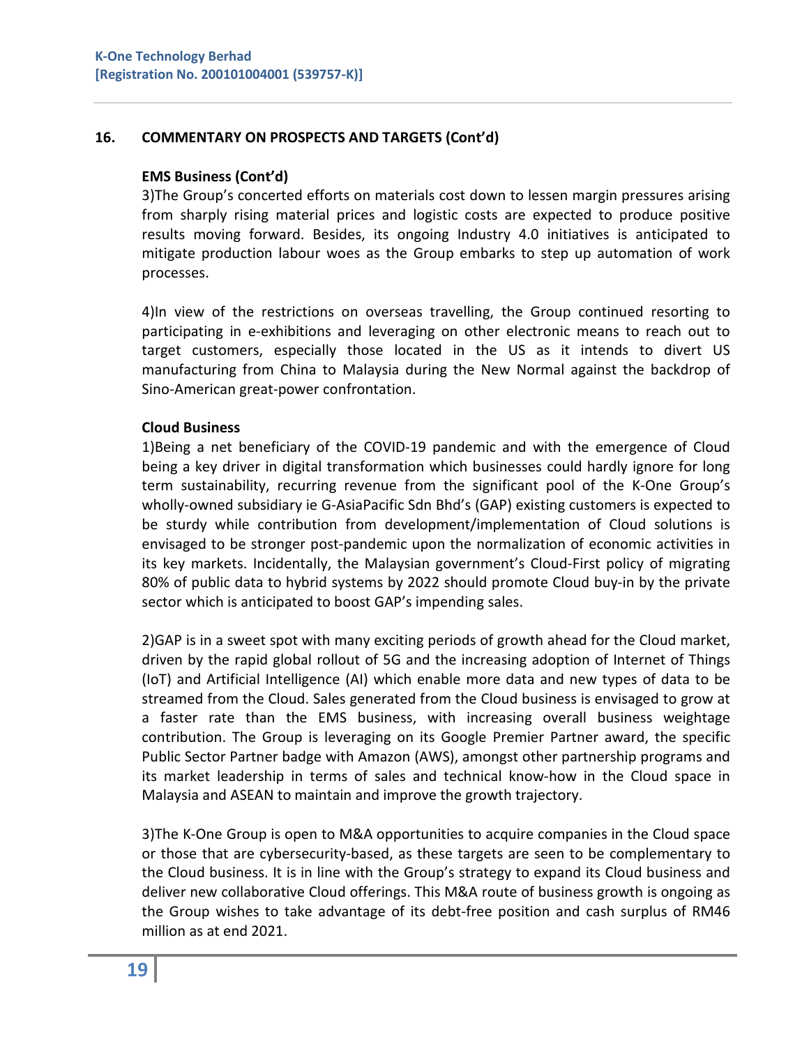## 16. COMMENTARY ON PROSPECTS AND TARGETS (Cont'd)

**EMS Business (Cont'd)**

3)The Group's concerted efforts on materials cost down to lessen margin pressures arising from sharply rising material prices and logistic costs are expected to produce positive results moving forward. Besides, its ongoing Industry 4.0 initiatives is anticipated to mitigate production labour woes as the Group embarks to step up automation of work processes.

4)In view of the restrictions on overseas travelling, the Group continued resorting to participating in e-exhibitions and leveraging on other electronic means to reach out to target customers, especially those located in the US as it intends to divert US manufacturing from China to Malaysia during the New Normal against the backdrop of Sino-American great-power confrontation.

**Cloud Business**

1)Being a net beneficiary of the COVID-19 pandemic and with the emergence of Cloud being a key driver in digital transformation which businesses could hardly ignore for long term sustainability, recurring revenue from the significant pool of the K-One Group's wholly-owned subsidiary ie G-AsiaPacific Sdn Bhd's (GAP) existing customers is expected to be sturdy while contribution from development/implementation of Cloud solutions is envisaged to be stronger post-pandemic upon the normalization of economic activities in its key markets. Incidentally, the Malaysian government's Cloud-First policy of migrating 80% of public data to hybrid systems by 2022 should promote Cloud buy-in by the private sector which is anticipated to boost GAP's impending sales.

2)GAP is in a sweet spot with many exciting periods of growth ahead for the Cloud market, driven by the rapid global rollout of 5G and the increasing adoption of Internet of Things (IoT) and Artificial Intelligence (AI) which enable more data and new types of data to be streamed from the Cloud. Sales generated from the Cloud business is envisaged to grow at a faster rate than the EMS business, with increasing overall business weightage contribution. The Group is leveraging on its Google Premier Partner award, the specific Public Sector Partner badge with Amazon (AWS), amongst other partnership programs and its market leadership in terms of sales and technical know-how in the Cloud space in Malaysia and ASEAN to maintain and improve the growth trajectory.

3)The K-One Group is open to M&A opportunities to acquire companies in the Cloud space or those that are cybersecurity-based, as these targets are seen to be complementary to the Cloud business. It is in line with the Group's strategy to expand its Cloud business and deliver new collaborative Cloud offerings. This M&A route of business growth is ongoing as the Group wishes to take advantage of its debt-free position and cash surplus of RM46 million as at end 2021.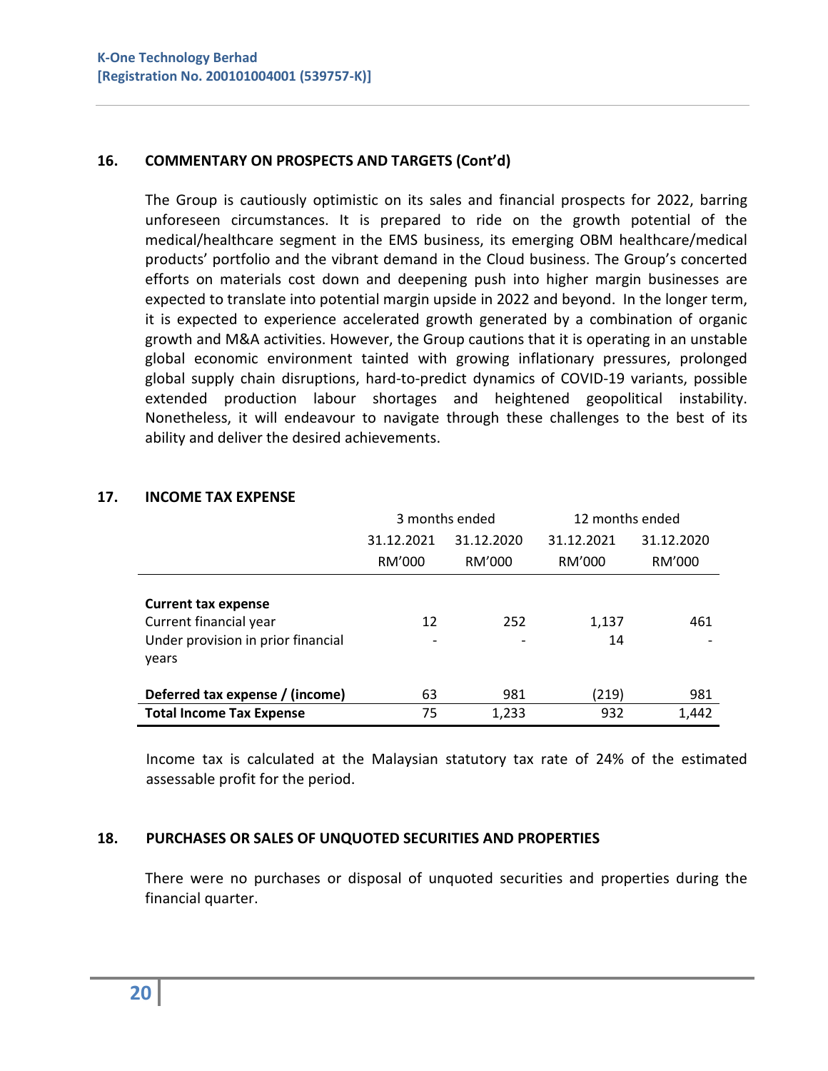## 16. COMMENTARY ON PROSPECTS AND TARGETS (Cont'd)

The Group is cautiously optimistic on its sales and financial prospects for 2022, barring unforeseen circumstances. It is prepared to ride on the growth potential of the medical/healthcare segment in the EMS business, its emerging OBM healthcare/medical products' portfolio and the vibrant demand in the Cloud business. The Group's concerted efforts on materials cost down and deepening push into higher margin businesses are expected to translate into potential margin upside in 2022 and beyond. In the longer term, it is expected to experience accelerated growth generated by a combination of organic growth and M&A activities. However, the Group cautions that it is operating in an unstable global economic environment tainted with growing inflationary pressures, prolonged global supply chain disruptions, hard-to-predict dynamics of COVID-19 variants, possible extended production labour shortages and heightened geopolitical instability. Nonetheless, it will endeavour to navigate through these challenges to the best of its ability and deliver the desired achievements.

## 17. INCOME TAX EXPENSE

| | 3 months ended | | 12 months ended | |
|---|---|---|---|---|
| | 31.12.2021 | 31.12.2020 | 31.12.2021 | 31.12.2020 |
| | RM'000 | RM'000 | RM'000 | RM'000 |
| **Current tax expense** | | | | |
| Current financial year | 12 | 252 | 1,137 | 461 |
| Under provision in prior financial years | - | - | 14 | - |
| **Deferred tax expense / (income)** | 63 | 981 | (219) | 981 |
| **Total Income Tax Expense** | 75 | 1,233 | 932 | 1,442 |

Income tax is calculated at the Malaysian statutory tax rate of 24% of the estimated assessable profit for the period.

## 18. PURCHASES OR SALES OF UNQUOTED SECURITIES AND PROPERTIES

There were no purchases or disposal of unquoted securities and properties during the financial quarter.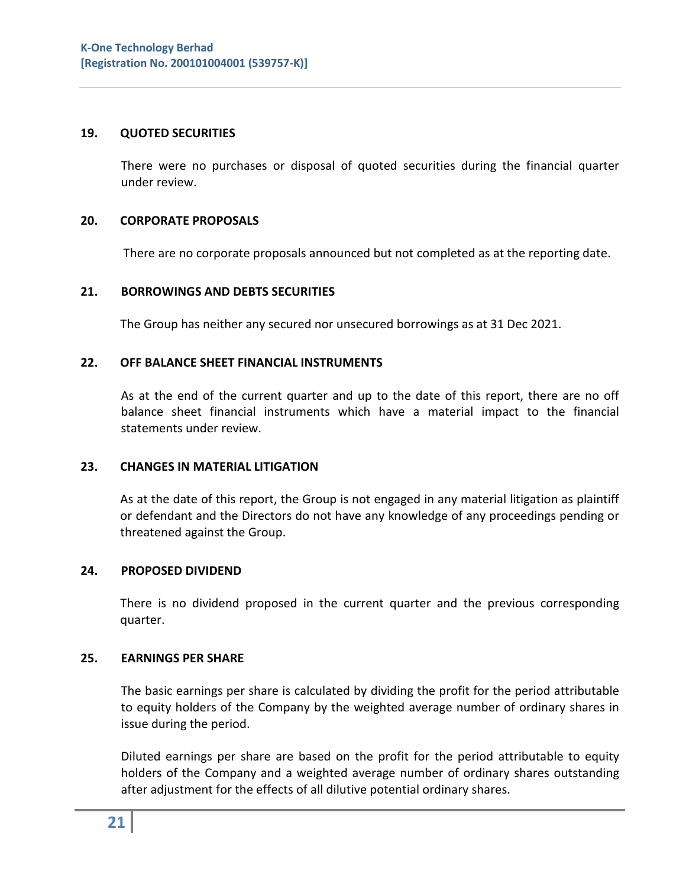## 19. QUOTED SECURITIES

There were no purchases or disposal of quoted securities during the financial quarter under review.

## 20. CORPORATE PROPOSALS

There are no corporate proposals announced but not completed as at the reporting date.

## 21. BORROWINGS AND DEBTS SECURITIES

The Group has neither any secured nor unsecured borrowings as at 31 Dec 2021.

## 22. OFF BALANCE SHEET FINANCIAL INSTRUMENTS

As at the end of the current quarter and up to the date of this report, there are no off balance sheet financial instruments which have a material impact to the financial statements under review.

## 23. CHANGES IN MATERIAL LITIGATION

As at the date of this report, the Group is not engaged in any material litigation as plaintiff or defendant and the Directors do not have any knowledge of any proceedings pending or threatened against the Group.

## 24. PROPOSED DIVIDEND

There is no dividend proposed in the current quarter and the previous corresponding quarter.

## 25. EARNINGS PER SHARE

The basic earnings per share is calculated by dividing the profit for the period attributable to equity holders of the Company by the weighted average number of ordinary shares in issue during the period.

Diluted earnings per share are based on the profit for the period attributable to equity holders of the Company and a weighted average number of ordinary shares outstanding after adjustment for the effects of all dilutive potential ordinary shares.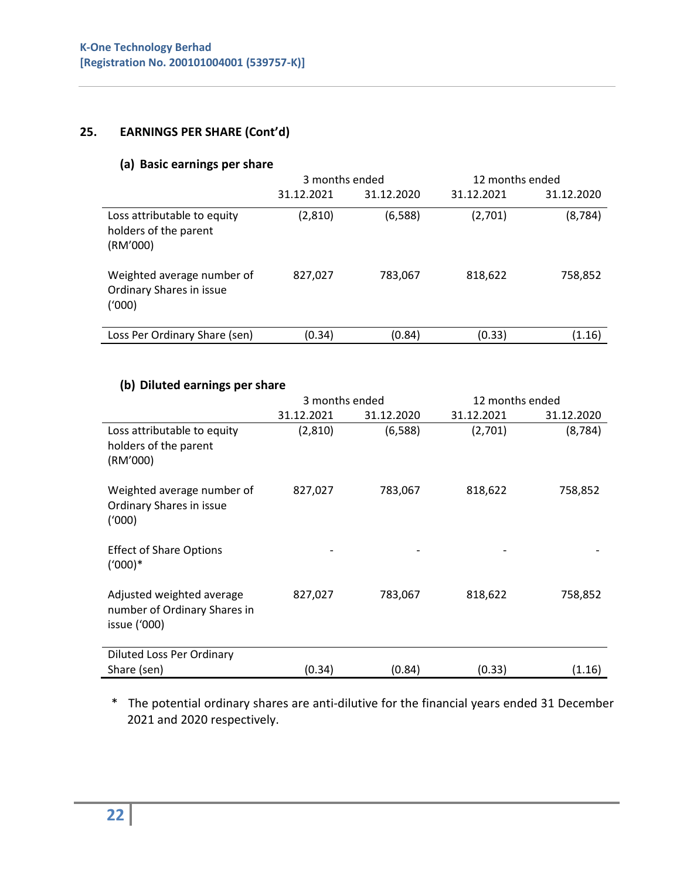## 25. EARNINGS PER SHARE (Cont'd)

### (a) Basic earnings per share

| | 3 months ended | | 12 months ended | |
|---|---|---|---|---|
| | 31.12.2021 | 31.12.2020 | 31.12.2021 | 31.12.2020 |
| Loss attributable to equity holders of the parent (RM'000) | (2,810) | (6,588) | (2,701) | (8,784) |
| Weighted average number of Ordinary Shares in issue ('000) | 827,027 | 783,067 | 818,622 | 758,852 |
| Loss Per Ordinary Share (sen) | (0.34) | (0.84) | (0.33) | (1.16) |

### (b) Diluted earnings per share

| | 3 months ended | | 12 months ended | |
|---|---|---|---|---|
| | 31.12.2021 | 31.12.2020 | 31.12.2021 | 31.12.2020 |
| Loss attributable to equity holders of the parent (RM'000) | (2,810) | (6,588) | (2,701) | (8,784) |
| Weighted average number of Ordinary Shares in issue ('000) | 827,027 | 783,067 | 818,622 | 758,852 |
| Effect of Share Options ('000)* | - | - | - | - |
| Adjusted weighted average number of Ordinary Shares in issue ('000) | 827,027 | 783,067 | 818,622 | 758,852 |
| Diluted Loss Per Ordinary Share (sen) | (0.34) | (0.84) | (0.33) | (1.16) |

\* The potential ordinary shares are anti-dilutive for the financial years ended 31 December 2021 and 2020 respectively.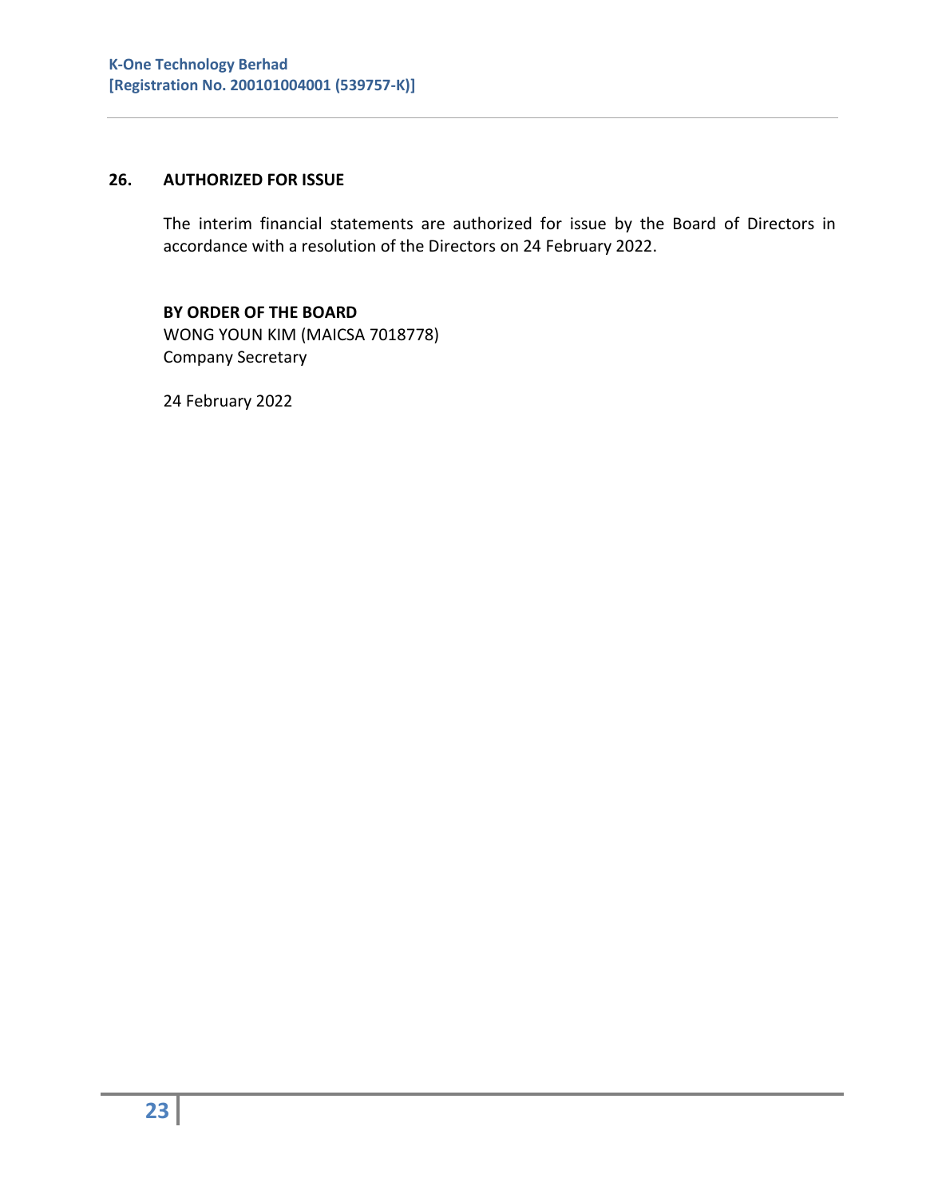## 26. AUTHORIZED FOR ISSUE

The interim financial statements are authorized for issue by the Board of Directors in accordance with a resolution of the Directors on 24 February 2022.

**BY ORDER OF THE BOARD**
WONG YOUN KIM (MAICSA 7018778)
Company Secretary

24 February 2022